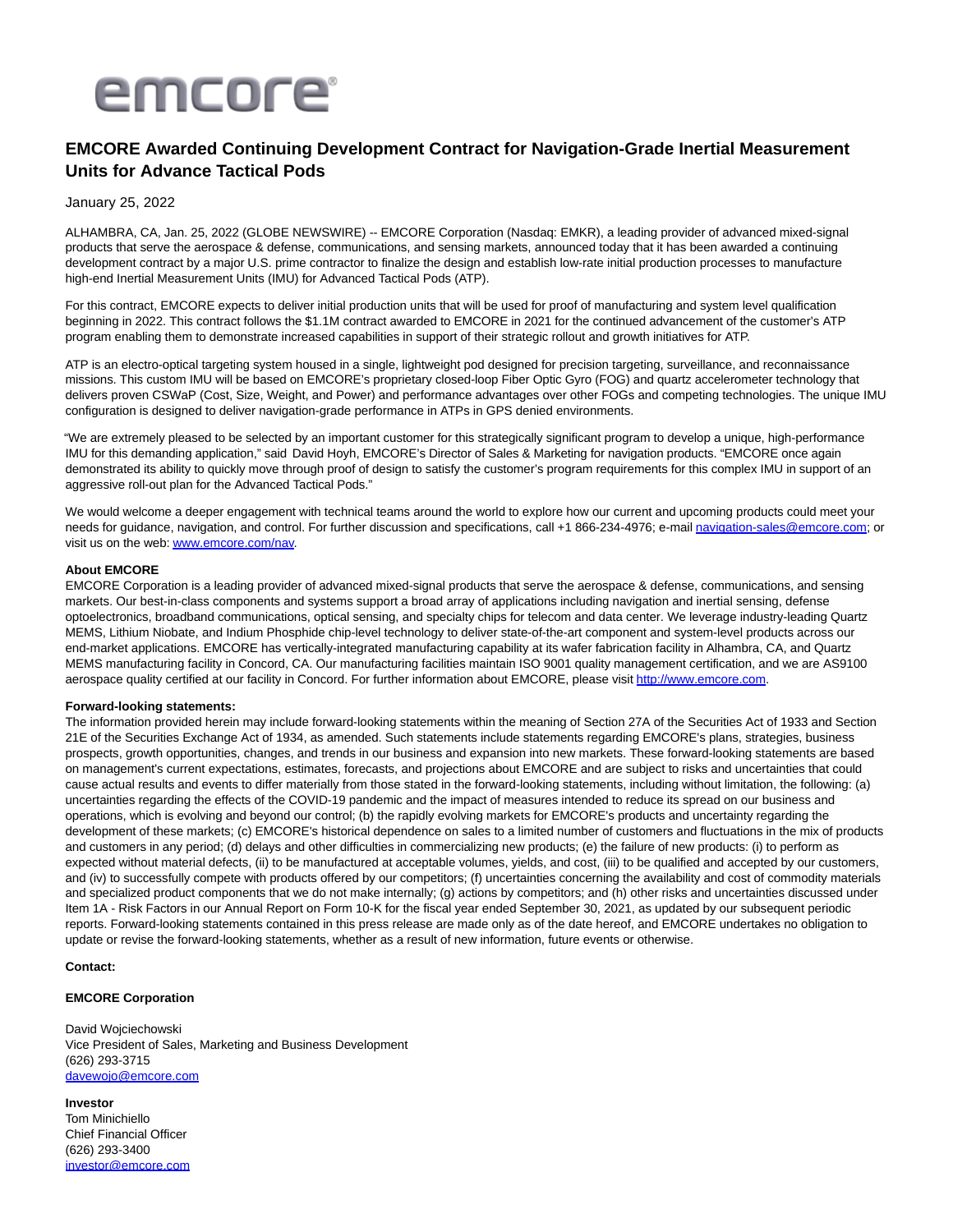emcore®

# EMCORE Awarded Continuing Development Contract for Navigation-Grade Inertial Measurement Units for Advance Tactical Pods

January 25, 2022

ALHAMBRA, CA, Jan. 25, 2022 (GLOBE NEWSWIRE) -- EMCORE Corporation (Nasdaq: EMKR), a leading provider of advanced mixed-signal products that serve the aerospace & defense, communications, and sensing markets, announced today that it has been awarded a continuing development contract by a major U.S. prime contractor to finalize the design and establish low-rate initial production processes to manufacture high-end Inertial Measurement Units (IMU) for Advanced Tactical Pods (ATP).

For this contract, EMCORE expects to deliver initial production units that will be used for proof of manufacturing and system level qualification beginning in 2022. This contract follows the $1.1M contract awarded to EMCORE in 2021 for the continued advancement of the customer's ATP program enabling them to demonstrate increased capabilities in support of their strategic rollout and growth initiatives for ATP.

ATP is an electro-optical targeting system housed in a single, lightweight pod designed for precision targeting, surveillance, and reconnaissance missions. This custom IMU will be based on EMCORE's proprietary closed-loop Fiber Optic Gyro (FOG) and quartz accelerometer technology that delivers proven CSWaP (Cost, Size, Weight, and Power) and performance advantages over other FOGs and competing technologies. The unique IMU configuration is designed to deliver navigation-grade performance in ATPs in GPS denied environments.

"We are extremely pleased to be selected by an important customer for this strategically significant program to develop a unique, high-performance IMU for this demanding application," said David Hoyh, EMCORE's Director of Sales & Marketing for navigation products. "EMCORE once again demonstrated its ability to quickly move through proof of design to satisfy the customer's program requirements for this complex IMU in support of an aggressive roll-out plan for the Advanced Tactical Pods."

We would welcome a deeper engagement with technical teams around the world to explore how our current and upcoming products could meet your needs for guidance, navigation, and control. For further discussion and specifications, call +1 866-234-4976; e-mail navigation-sales@emcore.com; or visit us on the web: www.emcore.com/nav.

**About EMCORE**

EMCORE Corporation is a leading provider of advanced mixed-signal products that serve the aerospace & defense, communications, and sensing markets. Our best-in-class components and systems support a broad array of applications including navigation and inertial sensing, defense optoelectronics, broadband communications, optical sensing, and specialty chips for telecom and data center. We leverage industry-leading Quartz MEMS, Lithium Niobate, and Indium Phosphide chip-level technology to deliver state-of-the-art component and system-level products across our end-market applications. EMCORE has vertically-integrated manufacturing capability at its wafer fabrication facility in Alhambra, CA, and Quartz MEMS manufacturing facility in Concord, CA. Our manufacturing facilities maintain ISO 9001 quality management certification, and we are AS9100 aerospace quality certified at our facility in Concord. For further information about EMCORE, please visit http://www.emcore.com.

**Forward-looking statements:**

The information provided herein may include forward-looking statements within the meaning of Section 27A of the Securities Act of 1933 and Section 21E of the Securities Exchange Act of 1934, as amended. Such statements include statements regarding EMCORE's plans, strategies, business prospects, growth opportunities, changes, and trends in our business and expansion into new markets. These forward-looking statements are based on management's current expectations, estimates, forecasts, and projections about EMCORE and are subject to risks and uncertainties that could cause actual results and events to differ materially from those stated in the forward-looking statements, including without limitation, the following: (a) uncertainties regarding the effects of the COVID-19 pandemic and the impact of measures intended to reduce its spread on our business and operations, which is evolving and beyond our control; (b) the rapidly evolving markets for EMCORE's products and uncertainty regarding the development of these markets; (c) EMCORE's historical dependence on sales to a limited number of customers and fluctuations in the mix of products and customers in any period; (d) delays and other difficulties in commercializing new products; (e) the failure of new products: (i) to perform as expected without material defects, (ii) to be manufactured at acceptable volumes, yields, and cost, (iii) to be qualified and accepted by our customers, and (iv) to successfully compete with products offered by our competitors; (f) uncertainties concerning the availability and cost of commodity materials and specialized product components that we do not make internally; (g) actions by competitors; and (h) other risks and uncertainties discussed under Item 1A - Risk Factors in our Annual Report on Form 10-K for the fiscal year ended September 30, 2021, as updated by our subsequent periodic reports. Forward-looking statements contained in this press release are made only as of the date hereof, and EMCORE undertakes no obligation to update or revise the forward-looking statements, whether as a result of new information, future events or otherwise.

**Contact:**

**EMCORE Corporation**

David Wojciechowski
Vice President of Sales, Marketing and Business Development
(626) 293-3715
davewojo@emcore.com

**Investor**
Tom Minichiello
Chief Financial Officer
(626) 293-3400
investor@emcore.com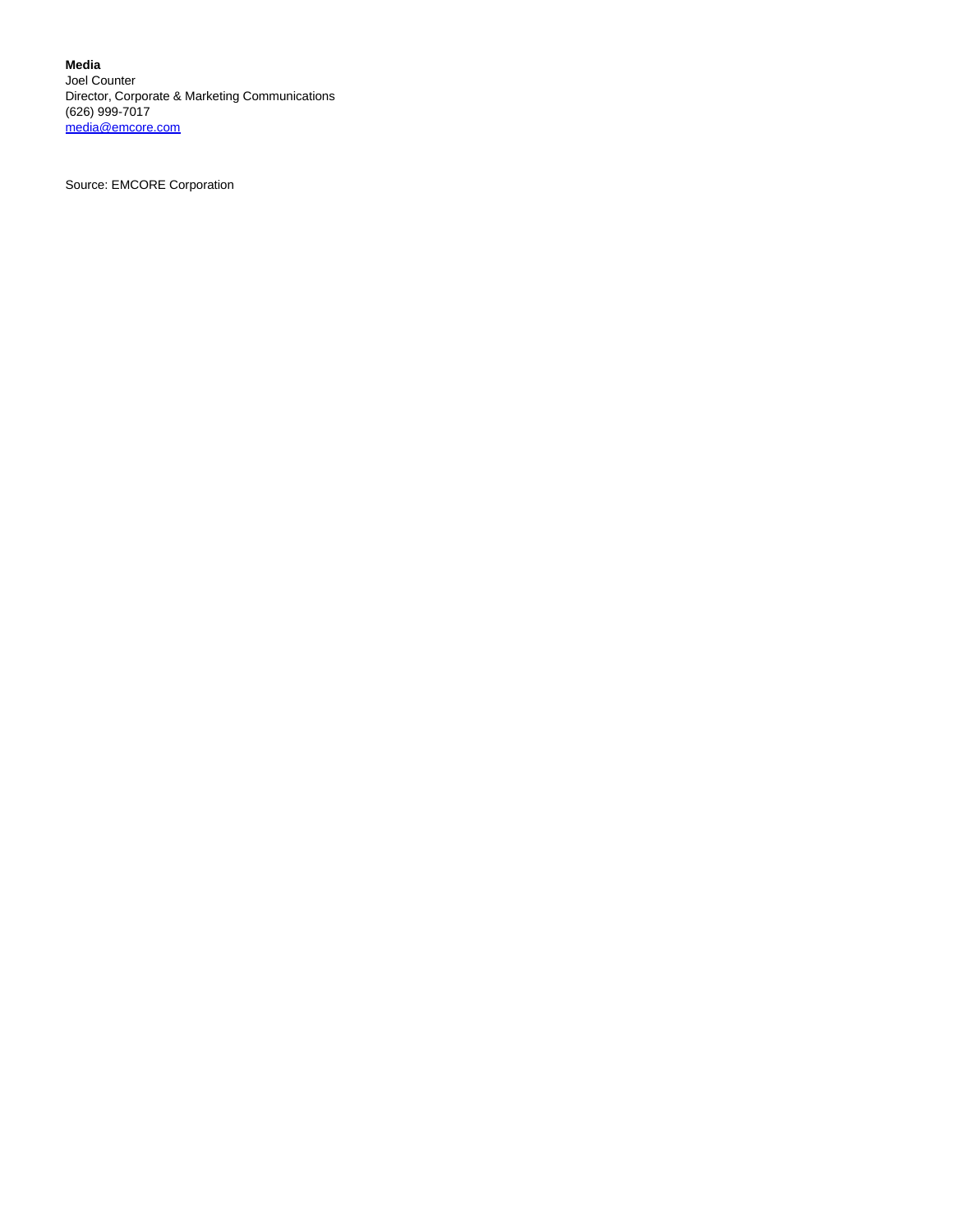**Media**
Joel Counter
Director, Corporate & Marketing Communications
(626) 999-7017
media@emcore.com

Source: EMCORE Corporation